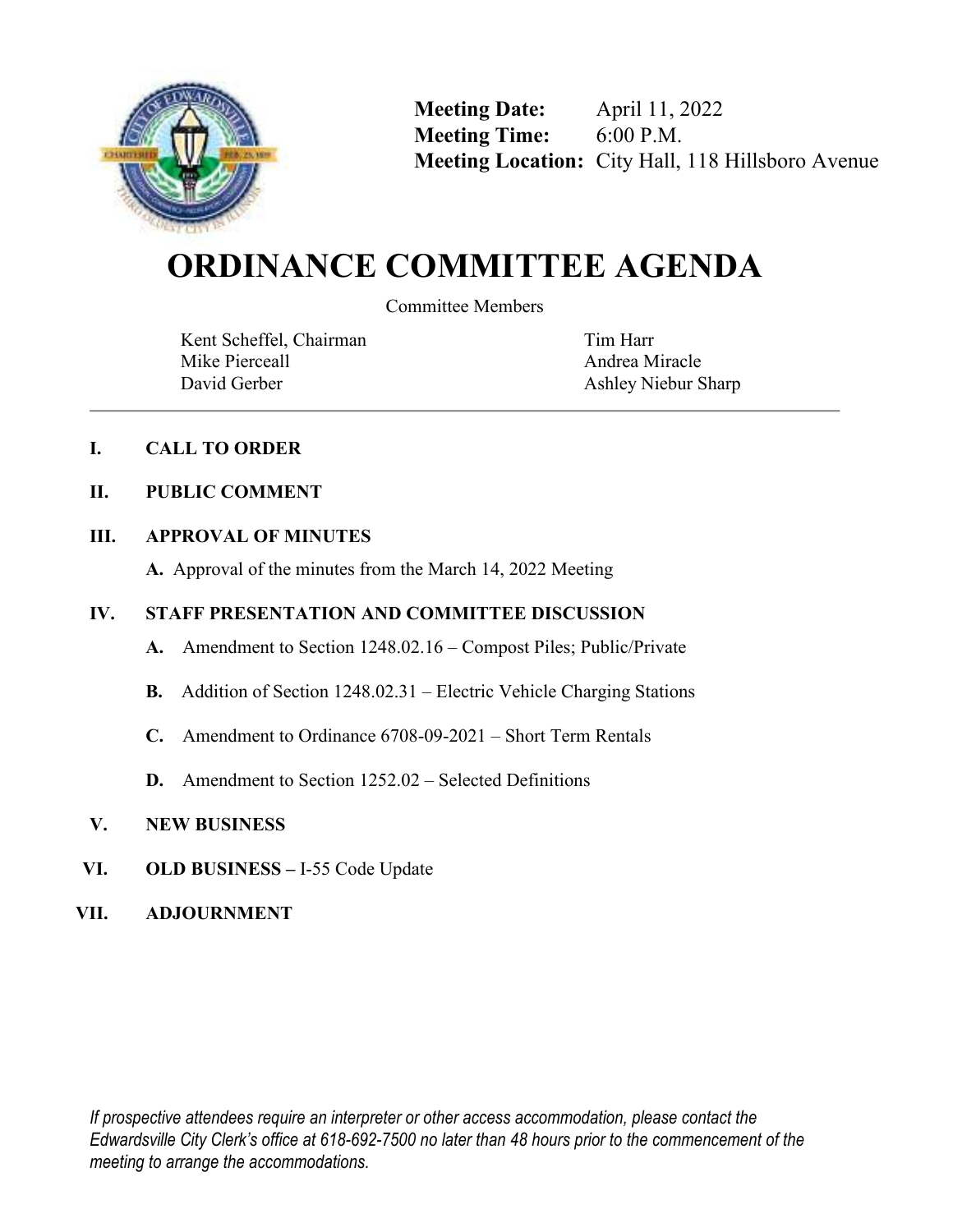**Meeting Date:** April 11, 2022
**Meeting Time:** 6:00 P.M.
**Meeting Location:** City Hall, 118 Hillsboro Avenue

# ORDINANCE COMMITTEE AGENDA

Committee Members

| | |
|---|---|
| Kent Scheffel, Chairman | Tim Harr |
| Mike Pierceall | Andrea Miracle |
| David Gerber | Ashley Niebur Sharp |

---

**I. CALL TO ORDER**

**II. PUBLIC COMMENT**

**III. APPROVAL OF MINUTES**

**A.** Approval of the minutes from the March 14, 2022 Meeting

**IV. STAFF PRESENTATION AND COMMITTEE DISCUSSION**

**A.** Amendment to Section 1248.02.16 – Compost Piles; Public/Private

**B.** Addition of Section 1248.02.31 – Electric Vehicle Charging Stations

**C.** Amendment to Ordinance 6708-09-2021 – Short Term Rentals

**D.** Amendment to Section 1252.02 – Selected Definitions

**V. NEW BUSINESS**

**VI. OLD BUSINESS –** I-55 Code Update

**VII. ADJOURNMENT**

*If prospective attendees require an interpreter or other access accommodation, please contact the Edwardsville City Clerk's office at 618-692-7500 no later than 48 hours prior to the commencement of the meeting to arrange the accommodations.*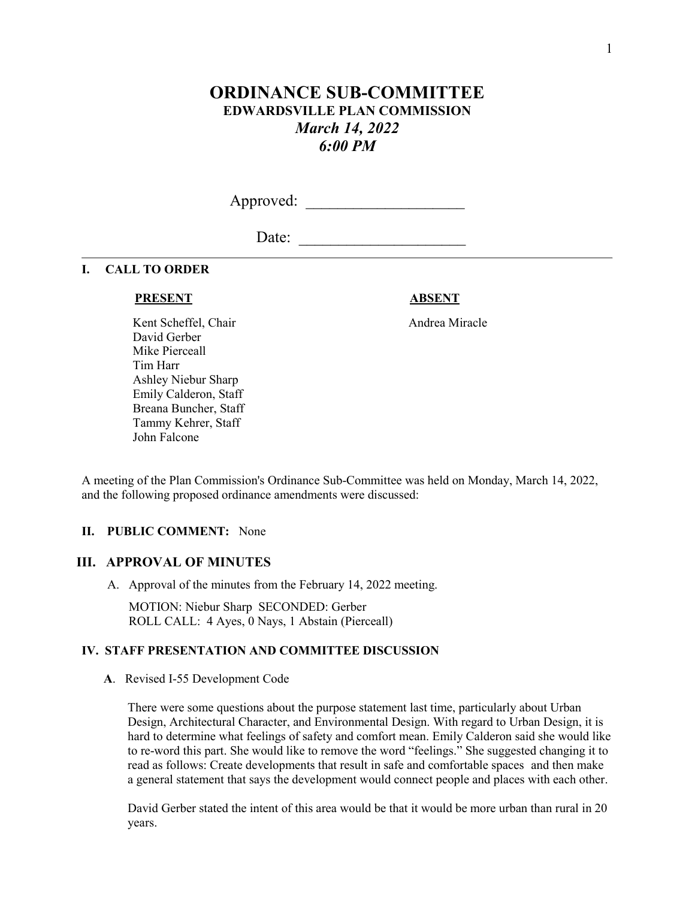# ORDINANCE SUB-COMMITTEE

## EDWARDSVILLE PLAN COMMISSION

## *March 14, 2022*
## *6:00 PM*

Approved: ____________________

Date: _____________________

---

### I. CALL TO ORDER

| PRESENT | ABSENT |
|---|---|
| Kent Scheffel, Chair | Andrea Miracle |
| David Gerber | |
| Mike Pierceall | |
| Tim Harr | |
| Ashley Niebur Sharp | |
| Emily Calderon, Staff | |
| Breana Buncher, Staff | |
| Tammy Kehrer, Staff | |
| John Falcone | |

A meeting of the Plan Commission's Ordinance Sub-Committee was held on Monday, March 14, 2022, and the following proposed ordinance amendments were discussed:

### II. PUBLIC COMMENT: None

### III. APPROVAL OF MINUTES

A. Approval of the minutes from the February 14, 2022 meeting.

MOTION: Niebur Sharp SECONDED: Gerber
ROLL CALL: 4 Ayes, 0 Nays, 1 Abstain (Pierceall)

### IV. STAFF PRESENTATION AND COMMITTEE DISCUSSION

**A**. Revised I-55 Development Code

There were some questions about the purpose statement last time, particularly about Urban Design, Architectural Character, and Environmental Design. With regard to Urban Design, it is hard to determine what feelings of safety and comfort mean. Emily Calderon said she would like to re-word this part. She would like to remove the word "feelings." She suggested changing it to read as follows: Create developments that result in safe and comfortable spaces and then make a general statement that says the development would connect people and places with each other.

David Gerber stated the intent of this area would be that it would be more urban than rural in 20 years.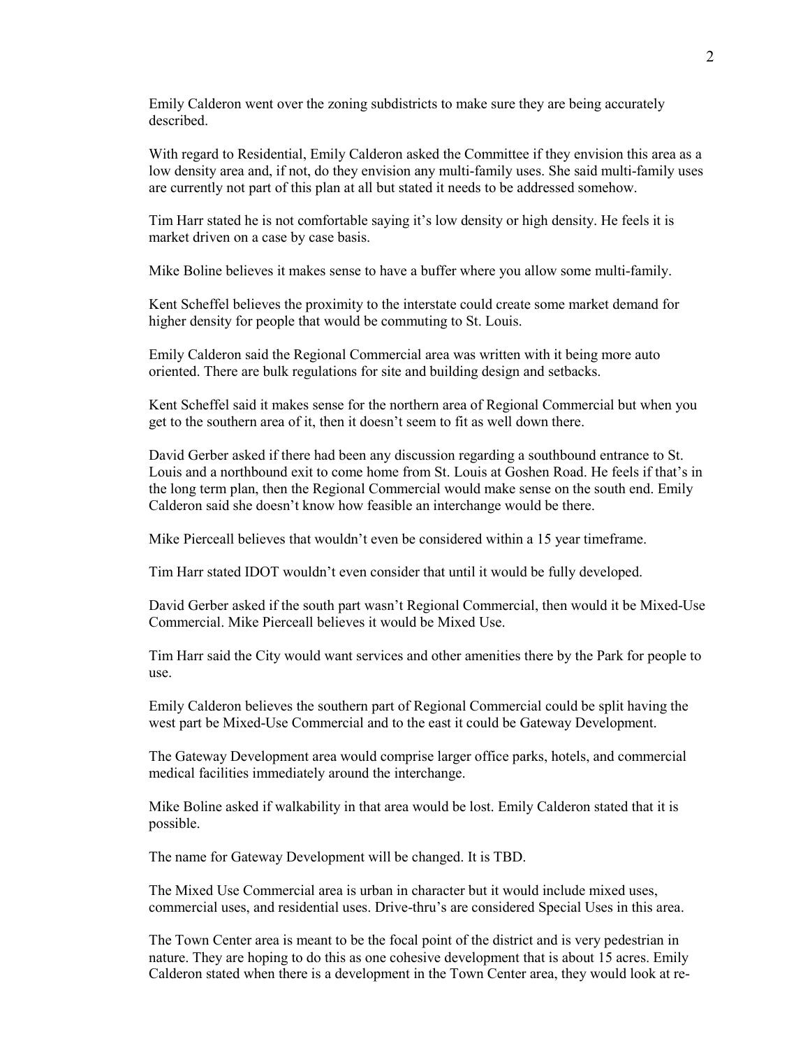Emily Calderon went over the zoning subdistricts to make sure they are being accurately described.

With regard to Residential, Emily Calderon asked the Committee if they envision this area as a low density area and, if not, do they envision any multi-family uses. She said multi-family uses are currently not part of this plan at all but stated it needs to be addressed somehow.

Tim Harr stated he is not comfortable saying it's low density or high density. He feels it is market driven on a case by case basis.

Mike Boline believes it makes sense to have a buffer where you allow some multi-family.

Kent Scheffel believes the proximity to the interstate could create some market demand for higher density for people that would be commuting to St. Louis.

Emily Calderon said the Regional Commercial area was written with it being more auto oriented. There are bulk regulations for site and building design and setbacks.

Kent Scheffel said it makes sense for the northern area of Regional Commercial but when you get to the southern area of it, then it doesn't seem to fit as well down there.

David Gerber asked if there had been any discussion regarding a southbound entrance to St. Louis and a northbound exit to come home from St. Louis at Goshen Road. He feels if that's in the long term plan, then the Regional Commercial would make sense on the south end. Emily Calderon said she doesn't know how feasible an interchange would be there.

Mike Pierceall believes that wouldn't even be considered within a 15 year timeframe.

Tim Harr stated IDOT wouldn't even consider that until it would be fully developed.

David Gerber asked if the south part wasn't Regional Commercial, then would it be Mixed-Use Commercial. Mike Pierceall believes it would be Mixed Use.

Tim Harr said the City would want services and other amenities there by the Park for people to use.

Emily Calderon believes the southern part of Regional Commercial could be split having the west part be Mixed-Use Commercial and to the east it could be Gateway Development.

The Gateway Development area would comprise larger office parks, hotels, and commercial medical facilities immediately around the interchange.

Mike Boline asked if walkability in that area would be lost. Emily Calderon stated that it is possible.

The name for Gateway Development will be changed. It is TBD.

The Mixed Use Commercial area is urban in character but it would include mixed uses, commercial uses, and residential uses. Drive-thru's are considered Special Uses in this area.

The Town Center area is meant to be the focal point of the district and is very pedestrian in nature. They are hoping to do this as one cohesive development that is about 15 acres. Emily Calderon stated when there is a development in the Town Center area, they would look at re-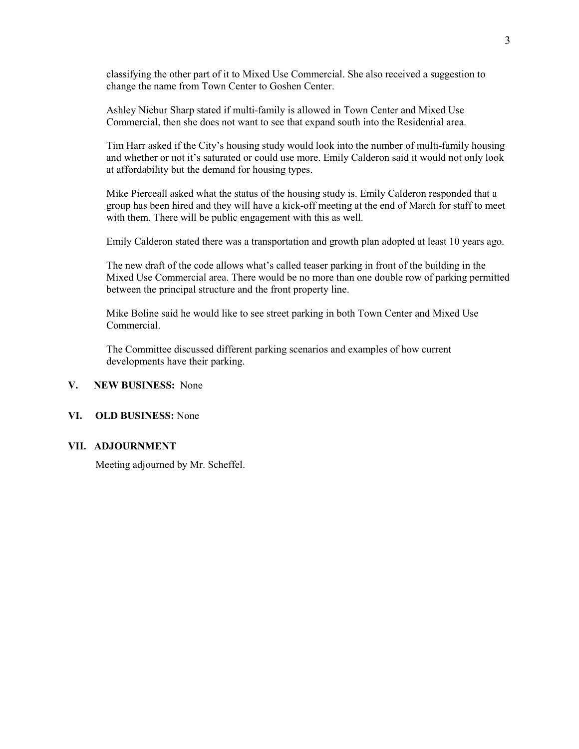classifying the other part of it to Mixed Use Commercial. She also received a suggestion to change the name from Town Center to Goshen Center.

Ashley Niebur Sharp stated if multi-family is allowed in Town Center and Mixed Use Commercial, then she does not want to see that expand south into the Residential area.

Tim Harr asked if the City's housing study would look into the number of multi-family housing and whether or not it's saturated or could use more. Emily Calderon said it would not only look at affordability but the demand for housing types.

Mike Pierceall asked what the status of the housing study is. Emily Calderon responded that a group has been hired and they will have a kick-off meeting at the end of March for staff to meet with them. There will be public engagement with this as well.

Emily Calderon stated there was a transportation and growth plan adopted at least 10 years ago.

The new draft of the code allows what's called teaser parking in front of the building in the Mixed Use Commercial area. There would be no more than one double row of parking permitted between the principal structure and the front property line.

Mike Boline said he would like to see street parking in both Town Center and Mixed Use Commercial.

The Committee discussed different parking scenarios and examples of how current developments have their parking.

**V. NEW BUSINESS:** None

**VI. OLD BUSINESS:** None

**VII. ADJOURNMENT**

Meeting adjourned by Mr. Scheffel.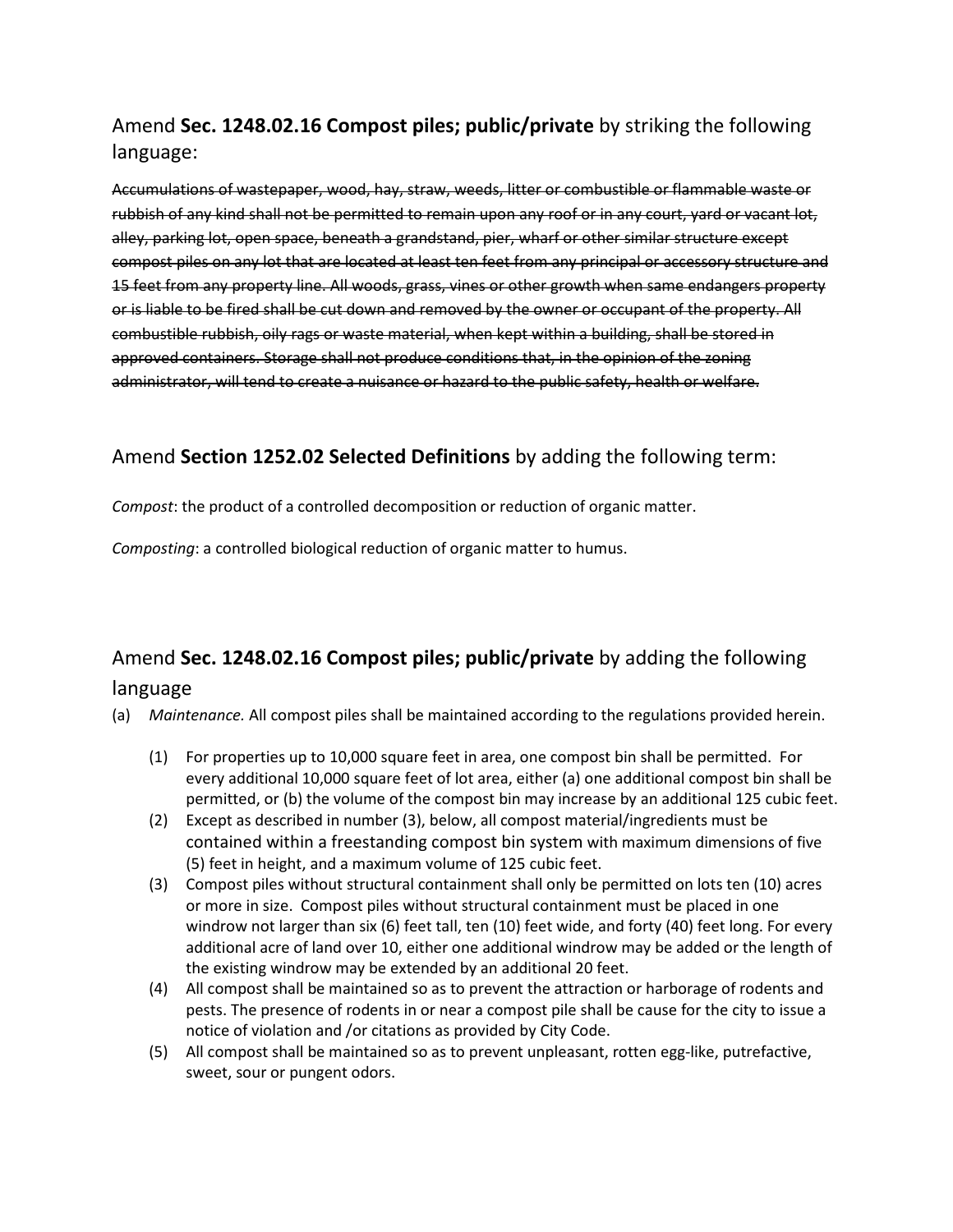## Amend **Sec. 1248.02.16 Compost piles; public/private** by striking the following language:

~~Accumulations of wastepaper, wood, hay, straw, weeds, litter or combustible or flammable waste or rubbish of any kind shall not be permitted to remain upon any roof or in any court, yard or vacant lot, alley, parking lot, open space, beneath a grandstand, pier, wharf or other similar structure except compost piles on any lot that are located at least ten feet from any principal or accessory structure and 15 feet from any property line. All woods, grass, vines or other growth when same endangers property or is liable to be fired shall be cut down and removed by the owner or occupant of the property. All combustible rubbish, oily rags or waste material, when kept within a building, shall be stored in approved containers. Storage shall not produce conditions that, in the opinion of the zoning administrator, will tend to create a nuisance or hazard to the public safety, health or welfare.~~

## Amend **Section 1252.02 Selected Definitions** by adding the following term:

*Compost*: the product of a controlled decomposition or reduction of organic matter.

*Composting*: a controlled biological reduction of organic matter to humus.

## Amend **Sec. 1248.02.16 Compost piles; public/private** by adding the following language

(a) *Maintenance.* All compost piles shall be maintained according to the regulations provided herein.

(1) For properties up to 10,000 square feet in area, one compost bin shall be permitted. For every additional 10,000 square feet of lot area, either (a) one additional compost bin shall be permitted, or (b) the volume of the compost bin may increase by an additional 125 cubic feet.

(2) Except as described in number (3), below, all compost material/ingredients must be contained within a freestanding compost bin system with maximum dimensions of five (5) feet in height, and a maximum volume of 125 cubic feet.

(3) Compost piles without structural containment shall only be permitted on lots ten (10) acres or more in size. Compost piles without structural containment must be placed in one windrow not larger than six (6) feet tall, ten (10) feet wide, and forty (40) feet long. For every additional acre of land over 10, either one additional windrow may be added or the length of the existing windrow may be extended by an additional 20 feet.

(4) All compost shall be maintained so as to prevent the attraction or harborage of rodents and pests. The presence of rodents in or near a compost pile shall be cause for the city to issue a notice of violation and /or citations as provided by City Code.

(5) All compost shall be maintained so as to prevent unpleasant, rotten egg-like, putrefactive, sweet, sour or pungent odors.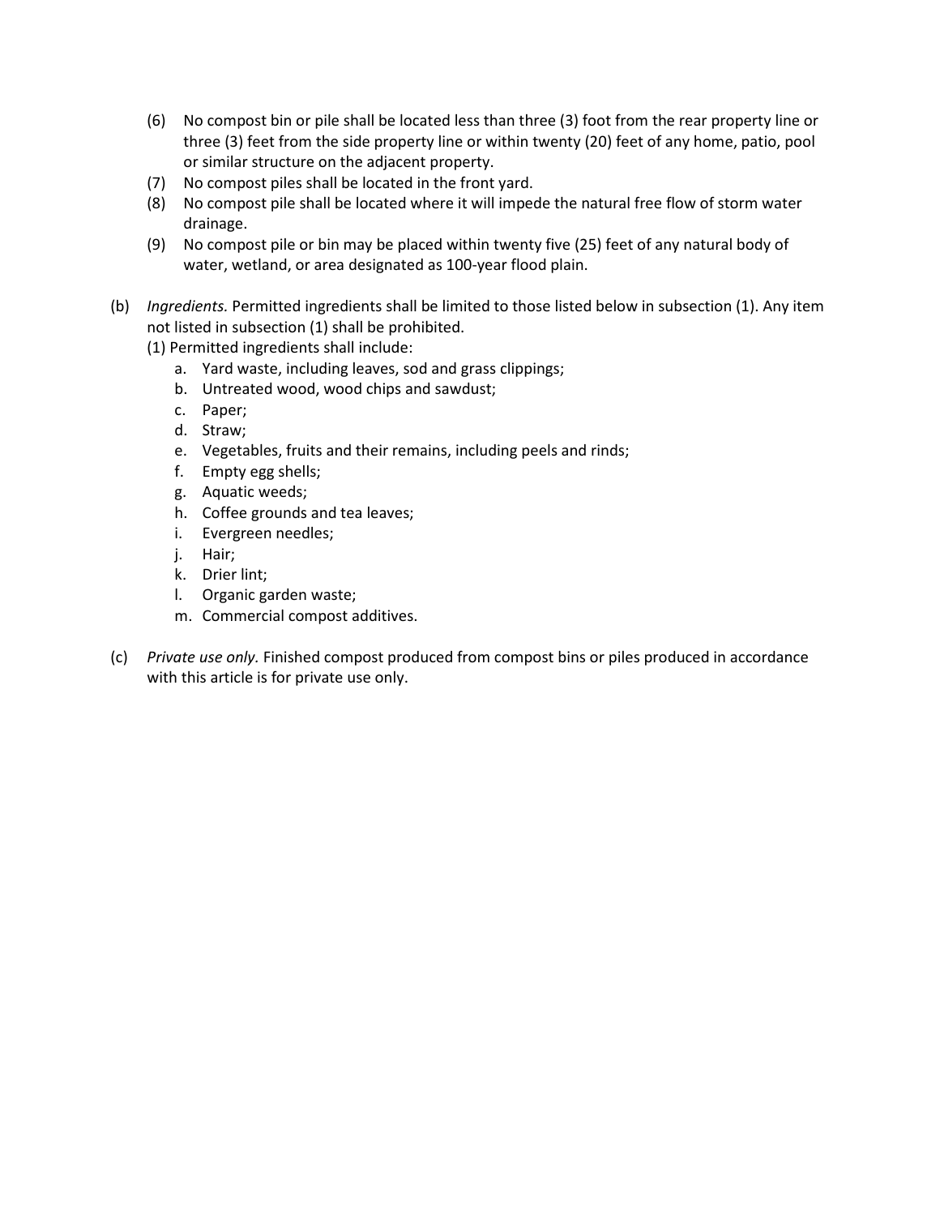(6) No compost bin or pile shall be located less than three (3) foot from the rear property line or three (3) feet from the side property line or within twenty (20) feet of any home, patio, pool or similar structure on the adjacent property.

(7) No compost piles shall be located in the front yard.

(8) No compost pile shall be located where it will impede the natural free flow of storm water drainage.

(9) No compost pile or bin may be placed within twenty five (25) feet of any natural body of water, wetland, or area designated as 100-year flood plain.

(b) *Ingredients.* Permitted ingredients shall be limited to those listed below in subsection (1). Any item not listed in subsection (1) shall be prohibited.

(1) Permitted ingredients shall include:

a. Yard waste, including leaves, sod and grass clippings;
b. Untreated wood, wood chips and sawdust;
c. Paper;
d. Straw;
e. Vegetables, fruits and their remains, including peels and rinds;
f. Empty egg shells;
g. Aquatic weeds;
h. Coffee grounds and tea leaves;
i. Evergreen needles;
j. Hair;
k. Drier lint;
l. Organic garden waste;
m. Commercial compost additives.

(c) *Private use only.* Finished compost produced from compost bins or piles produced in accordance with this article is for private use only.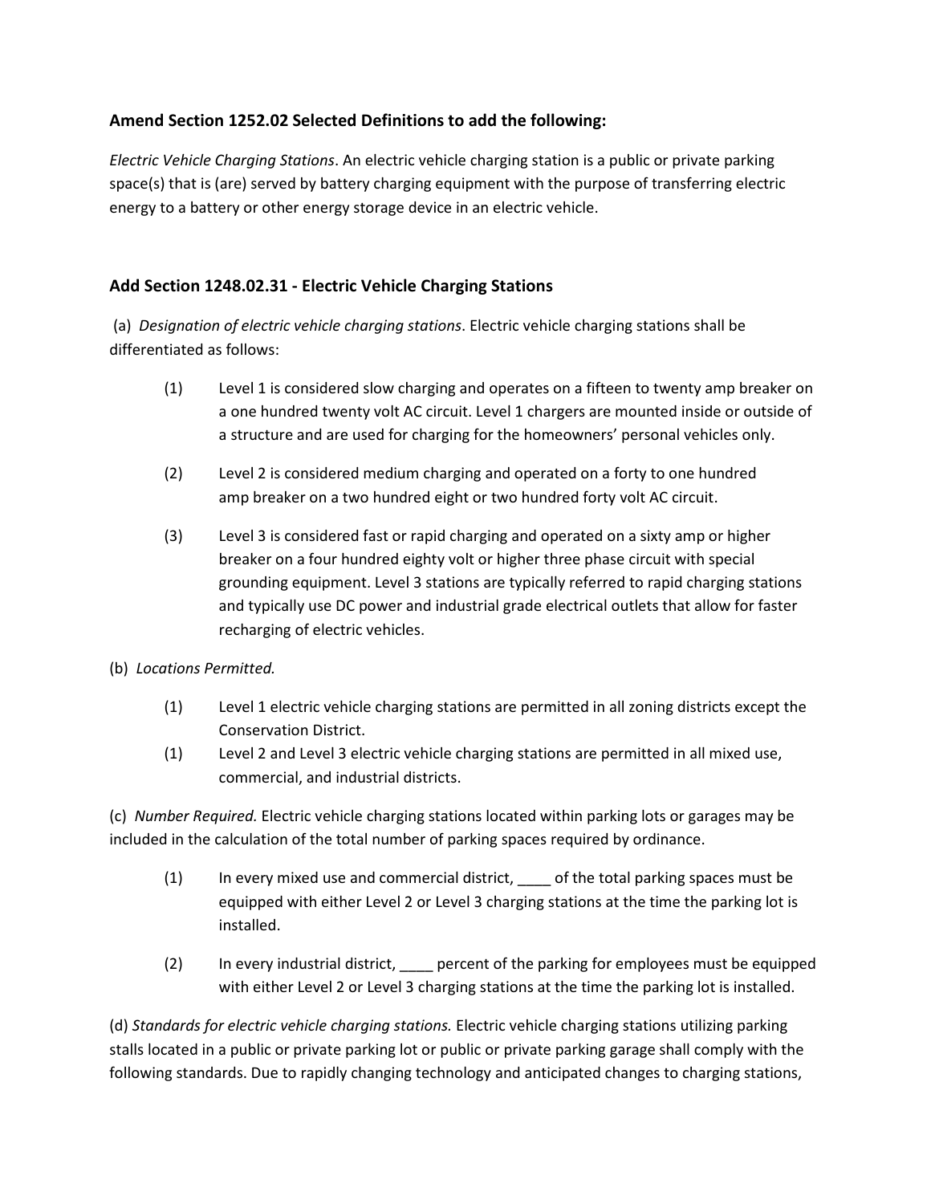**Amend Section 1252.02 Selected Definitions to add the following:**

*Electric Vehicle Charging Stations*. An electric vehicle charging station is a public or private parking space(s) that is (are) served by battery charging equipment with the purpose of transferring electric energy to a battery or other energy storage device in an electric vehicle.

**Add Section 1248.02.31 - Electric Vehicle Charging Stations**

(a) *Designation of electric vehicle charging stations*. Electric vehicle charging stations shall be differentiated as follows:

(1) Level 1 is considered slow charging and operates on a fifteen to twenty amp breaker on a one hundred twenty volt AC circuit. Level 1 chargers are mounted inside or outside of a structure and are used for charging for the homeowners' personal vehicles only.

(2) Level 2 is considered medium charging and operated on a forty to one hundred amp breaker on a two hundred eight or two hundred forty volt AC circuit.

(3) Level 3 is considered fast or rapid charging and operated on a sixty amp or higher breaker on a four hundred eighty volt or higher three phase circuit with special grounding equipment. Level 3 stations are typically referred to rapid charging stations and typically use DC power and industrial grade electrical outlets that allow for faster recharging of electric vehicles.

(b) *Locations Permitted.*

(1) Level 1 electric vehicle charging stations are permitted in all zoning districts except the Conservation District.

(1) Level 2 and Level 3 electric vehicle charging stations are permitted in all mixed use, commercial, and industrial districts.

(c) *Number Required.* Electric vehicle charging stations located within parking lots or garages may be included in the calculation of the total number of parking spaces required by ordinance.

(1) In every mixed use and commercial district, ____ of the total parking spaces must be equipped with either Level 2 or Level 3 charging stations at the time the parking lot is installed.

(2) In every industrial district, ____ percent of the parking for employees must be equipped with either Level 2 or Level 3 charging stations at the time the parking lot is installed.

(d) *Standards for electric vehicle charging stations.* Electric vehicle charging stations utilizing parking stalls located in a public or private parking lot or public or private parking garage shall comply with the following standards. Due to rapidly changing technology and anticipated changes to charging stations,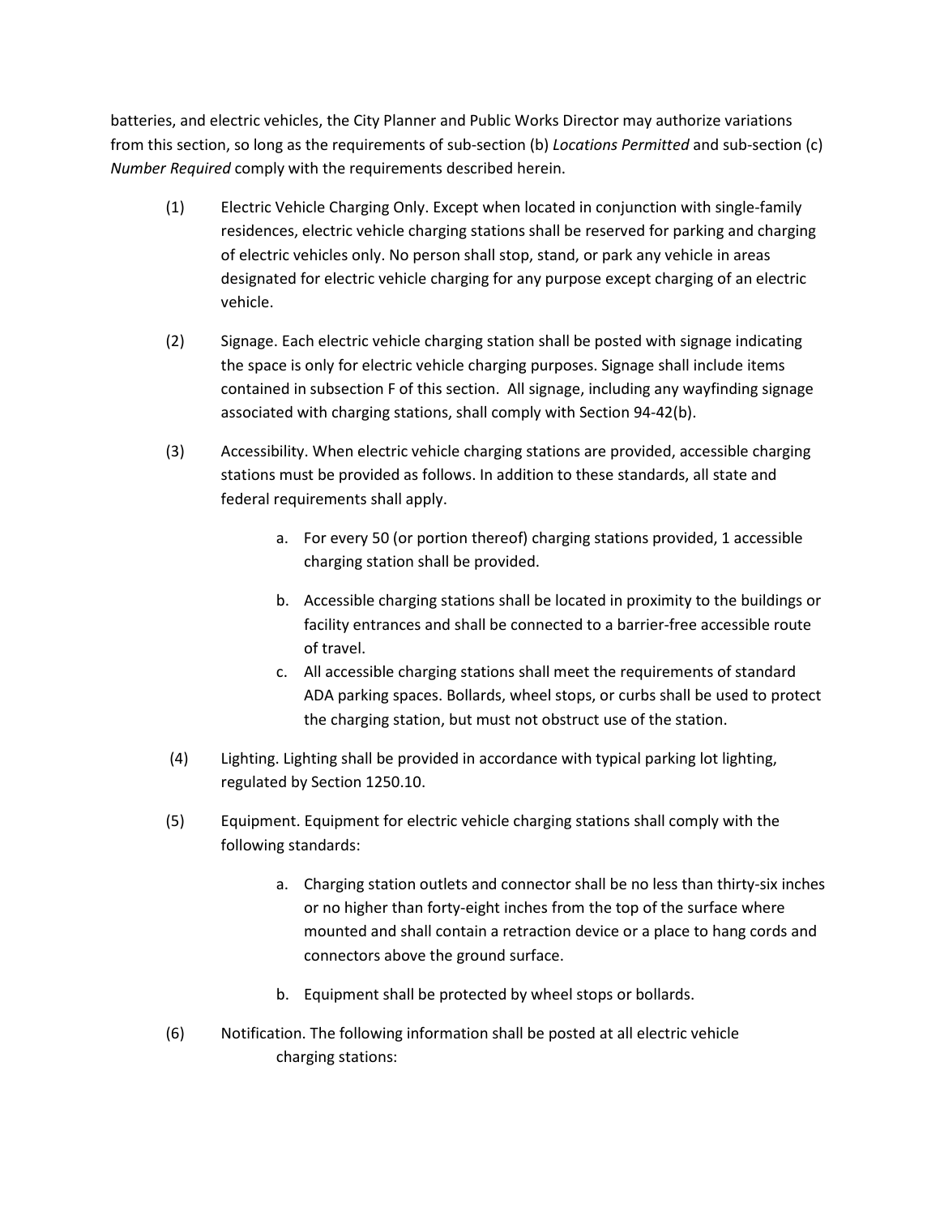batteries, and electric vehicles, the City Planner and Public Works Director may authorize variations from this section, so long as the requirements of sub-section (b) *Locations Permitted* and sub-section (c) *Number Required* comply with the requirements described herein.

(1) Electric Vehicle Charging Only. Except when located in conjunction with single-family residences, electric vehicle charging stations shall be reserved for parking and charging of electric vehicles only. No person shall stop, stand, or park any vehicle in areas designated for electric vehicle charging for any purpose except charging of an electric vehicle.

(2) Signage. Each electric vehicle charging station shall be posted with signage indicating the space is only for electric vehicle charging purposes. Signage shall include items contained in subsection F of this section. All signage, including any wayfinding signage associated with charging stations, shall comply with Section 94-42(b).

(3) Accessibility. When electric vehicle charging stations are provided, accessible charging stations must be provided as follows. In addition to these standards, all state and federal requirements shall apply.

   a. For every 50 (or portion thereof) charging stations provided, 1 accessible charging station shall be provided.

   b. Accessible charging stations shall be located in proximity to the buildings or facility entrances and shall be connected to a barrier-free accessible route of travel.

   c. All accessible charging stations shall meet the requirements of standard ADA parking spaces. Bollards, wheel stops, or curbs shall be used to protect the charging station, but must not obstruct use of the station.

(4) Lighting. Lighting shall be provided in accordance with typical parking lot lighting, regulated by Section 1250.10.

(5) Equipment. Equipment for electric vehicle charging stations shall comply with the following standards:

   a. Charging station outlets and connector shall be no less than thirty-six inches or no higher than forty-eight inches from the top of the surface where mounted and shall contain a retraction device or a place to hang cords and connectors above the ground surface.

   b. Equipment shall be protected by wheel stops or bollards.

(6) Notification. The following information shall be posted at all electric vehicle charging stations: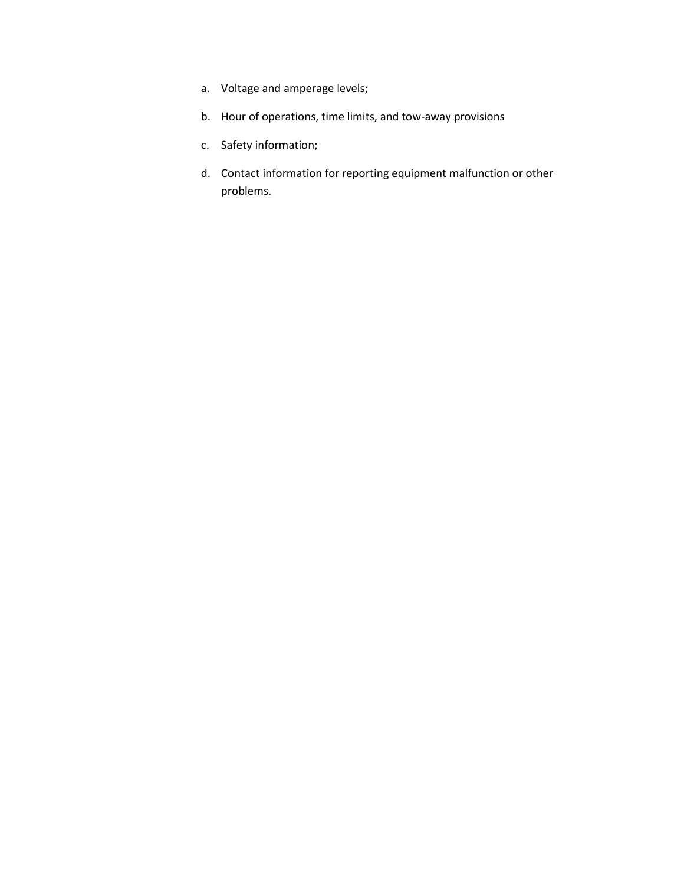a. Voltage and amperage levels;
b. Hour of operations, time limits, and tow-away provisions
c. Safety information;
d. Contact information for reporting equipment malfunction or other problems.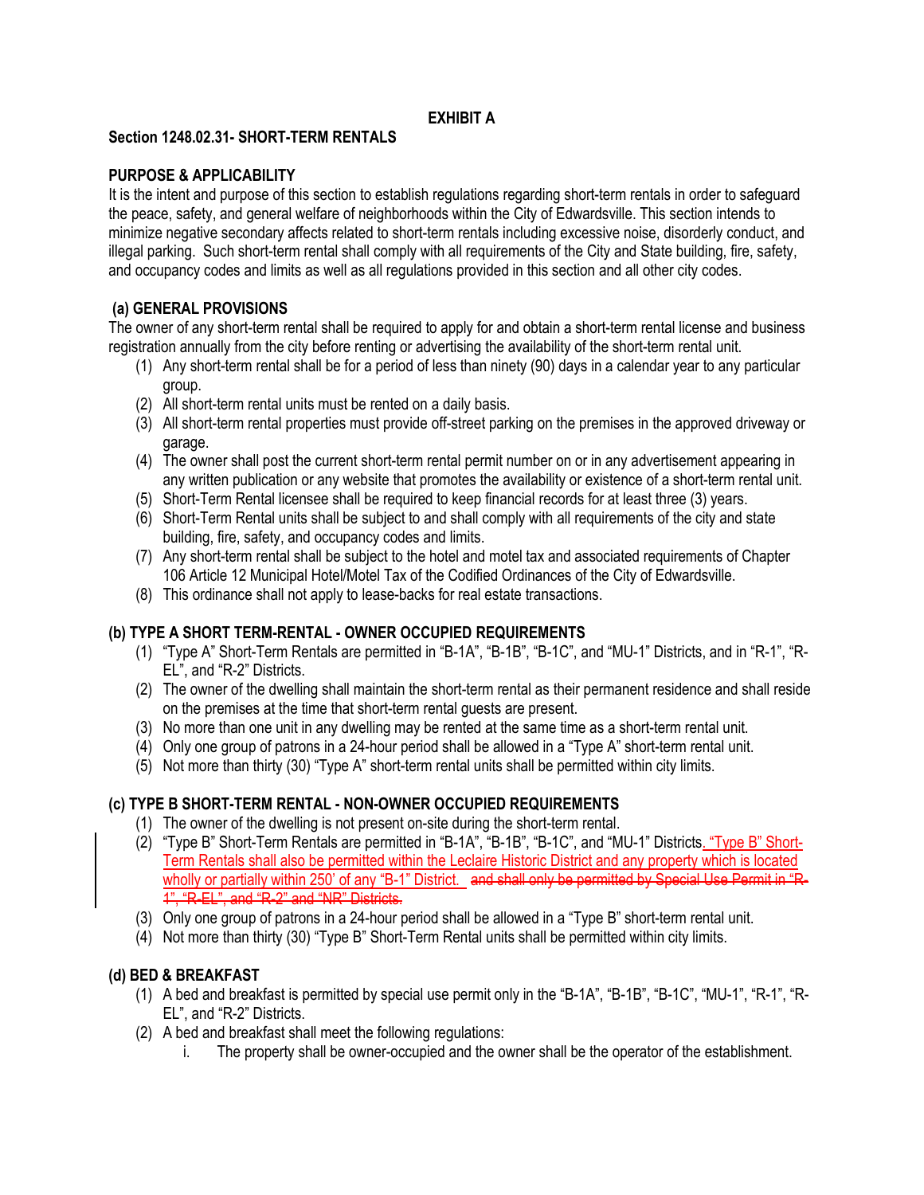**EXHIBIT A**

**Section 1248.02.31- SHORT-TERM RENTALS**

**PURPOSE & APPLICABILITY**

It is the intent and purpose of this section to establish regulations regarding short-term rentals in order to safeguard the peace, safety, and general welfare of neighborhoods within the City of Edwardsville. This section intends to minimize negative secondary affects related to short-term rentals including excessive noise, disorderly conduct, and illegal parking. Such short-term rental shall comply with all requirements of the City and State building, fire, safety, and occupancy codes and limits as well as all regulations provided in this section and all other city codes.

**(a) GENERAL PROVISIONS**

The owner of any short-term rental shall be required to apply for and obtain a short-term rental license and business registration annually from the city before renting or advertising the availability of the short-term rental unit.

(1) Any short-term rental shall be for a period of less than ninety (90) days in a calendar year to any particular group.
(2) All short-term rental units must be rented on a daily basis.
(3) All short-term rental properties must provide off-street parking on the premises in the approved driveway or garage.
(4) The owner shall post the current short-term rental permit number on or in any advertisement appearing in any written publication or any website that promotes the availability or existence of a short-term rental unit.
(5) Short-Term Rental licensee shall be required to keep financial records for at least three (3) years.
(6) Short-Term Rental units shall be subject to and shall comply with all requirements of the city and state building, fire, safety, and occupancy codes and limits.
(7) Any short-term rental shall be subject to the hotel and motel tax and associated requirements of Chapter 106 Article 12 Municipal Hotel/Motel Tax of the Codified Ordinances of the City of Edwardsville.
(8) This ordinance shall not apply to lease-backs for real estate transactions.

**(b) TYPE A SHORT TERM-RENTAL - OWNER OCCUPIED REQUIREMENTS**

(1) "Type A" Short-Term Rentals are permitted in "B-1A", "B-1B", "B-1C", and "MU-1" Districts, and in "R-1", "R-EL", and "R-2" Districts.
(2) The owner of the dwelling shall maintain the short-term rental as their permanent residence and shall reside on the premises at the time that short-term rental guests are present.
(3) No more than one unit in any dwelling may be rented at the same time as a short-term rental unit.
(4) Only one group of patrons in a 24-hour period shall be allowed in a "Type A" short-term rental unit.
(5) Not more than thirty (30) "Type A" short-term rental units shall be permitted within city limits.

**(c) TYPE B SHORT-TERM RENTAL - NON-OWNER OCCUPIED REQUIREMENTS**

(1) The owner of the dwelling is not present on-site during the short-term rental.
(2) "Type B" Short-Term Rentals are permitted in "B-1A", "B-1B", "B-1C", and "MU-1" Districts. "Type B" Short-Term Rentals shall also be permitted within the Leclaire Historic District and any property which is located wholly or partially within 250' of any "B-1" District. ~~and shall only be permitted by Special Use Permit in "R-1", "R-EL", and "R-2" and "NR" Districts.~~
(3) Only one group of patrons in a 24-hour period shall be allowed in a "Type B" short-term rental unit.
(4) Not more than thirty (30) "Type B" Short-Term Rental units shall be permitted within city limits.

**(d) BED & BREAKFAST**

(1) A bed and breakfast is permitted by special use permit only in the "B-1A", "B-1B", "B-1C", "MU-1", "R-1", "R-EL", and "R-2" Districts.
(2) A bed and breakfast shall meet the following regulations:
    i. The property shall be owner-occupied and the owner shall be the operator of the establishment.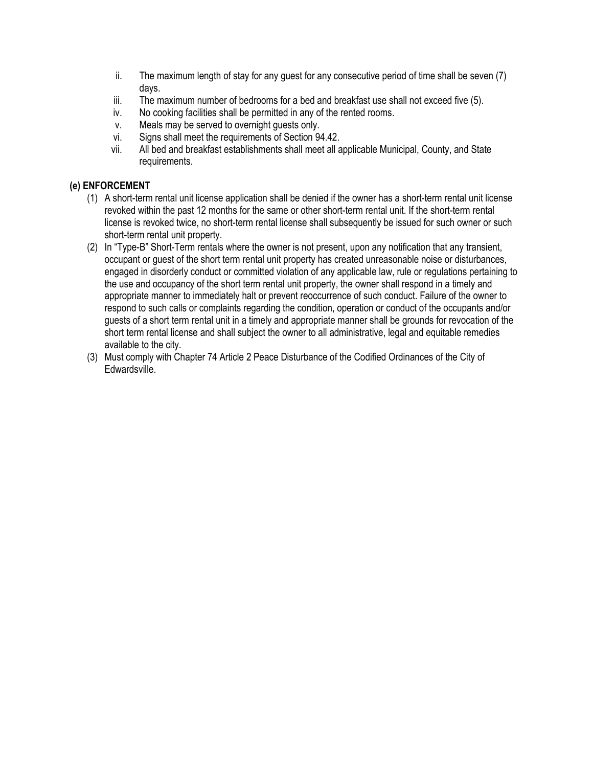- ii. The maximum length of stay for any guest for any consecutive period of time shall be seven (7) days.
- iii. The maximum number of bedrooms for a bed and breakfast use shall not exceed five (5).
- iv. No cooking facilities shall be permitted in any of the rented rooms.
- v. Meals may be served to overnight guests only.
- vi. Signs shall meet the requirements of Section 94.42.
- vii. All bed and breakfast establishments shall meet all applicable Municipal, County, and State requirements.

**(e) ENFORCEMENT**

(1) A short-term rental unit license application shall be denied if the owner has a short-term rental unit license revoked within the past 12 months for the same or other short-term rental unit. If the short-term rental license is revoked twice, no short-term rental license shall subsequently be issued for such owner or such short-term rental unit property.

(2) In "Type-B" Short-Term rentals where the owner is not present, upon any notification that any transient, occupant or guest of the short term rental unit property has created unreasonable noise or disturbances, engaged in disorderly conduct or committed violation of any applicable law, rule or regulations pertaining to the use and occupancy of the short term rental unit property, the owner shall respond in a timely and appropriate manner to immediately halt or prevent reoccurrence of such conduct. Failure of the owner to respond to such calls or complaints regarding the condition, operation or conduct of the occupants and/or guests of a short term rental unit in a timely and appropriate manner shall be grounds for revocation of the short term rental license and shall subject the owner to all administrative, legal and equitable remedies available to the city.

(3) Must comply with Chapter 74 Article 2 Peace Disturbance of the Codified Ordinances of the City of Edwardsville.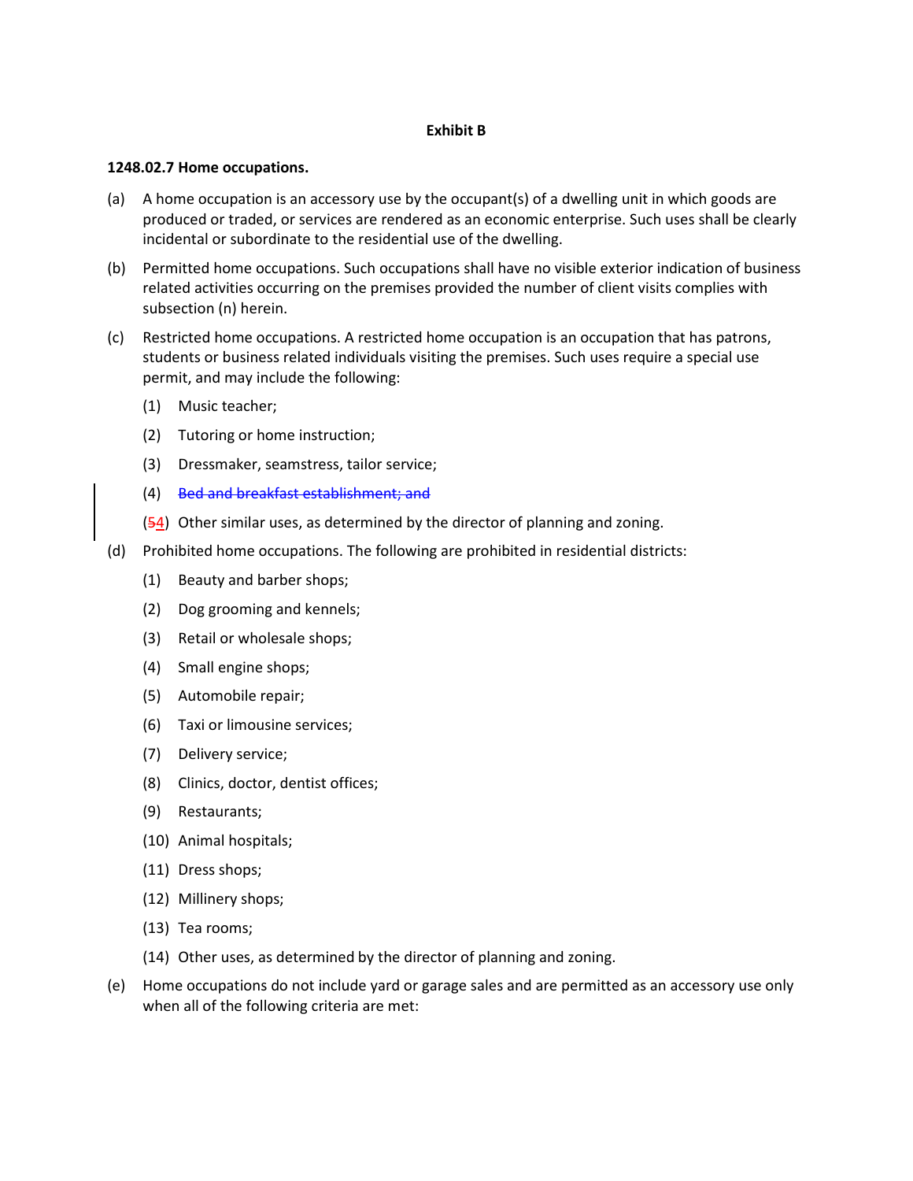**Exhibit B**

**1248.02.7 Home occupations.**

(a) A home occupation is an accessory use by the occupant(s) of a dwelling unit in which goods are produced or traded, or services are rendered as an economic enterprise. Such uses shall be clearly incidental or subordinate to the residential use of the dwelling.

(b) Permitted home occupations. Such occupations shall have no visible exterior indication of business related activities occurring on the premises provided the number of client visits complies with subsection (n) herein.

(c) Restricted home occupations. A restricted home occupation is an occupation that has patrons, students or business related individuals visiting the premises. Such uses require a special use permit, and may include the following:

- (1) Music teacher;
- (2) Tutoring or home instruction;
- (3) Dressmaker, seamstress, tailor service;
- (4) ~~Bed and breakfast establishment; and~~
- (~~5~~4) Other similar uses, as determined by the director of planning and zoning.

(d) Prohibited home occupations. The following are prohibited in residential districts:

- (1) Beauty and barber shops;
- (2) Dog grooming and kennels;
- (3) Retail or wholesale shops;
- (4) Small engine shops;
- (5) Automobile repair;
- (6) Taxi or limousine services;
- (7) Delivery service;
- (8) Clinics, doctor, dentist offices;
- (9) Restaurants;
- (10) Animal hospitals;
- (11) Dress shops;
- (12) Millinery shops;
- (13) Tea rooms;
- (14) Other uses, as determined by the director of planning and zoning.

(e) Home occupations do not include yard or garage sales and are permitted as an accessory use only when all of the following criteria are met: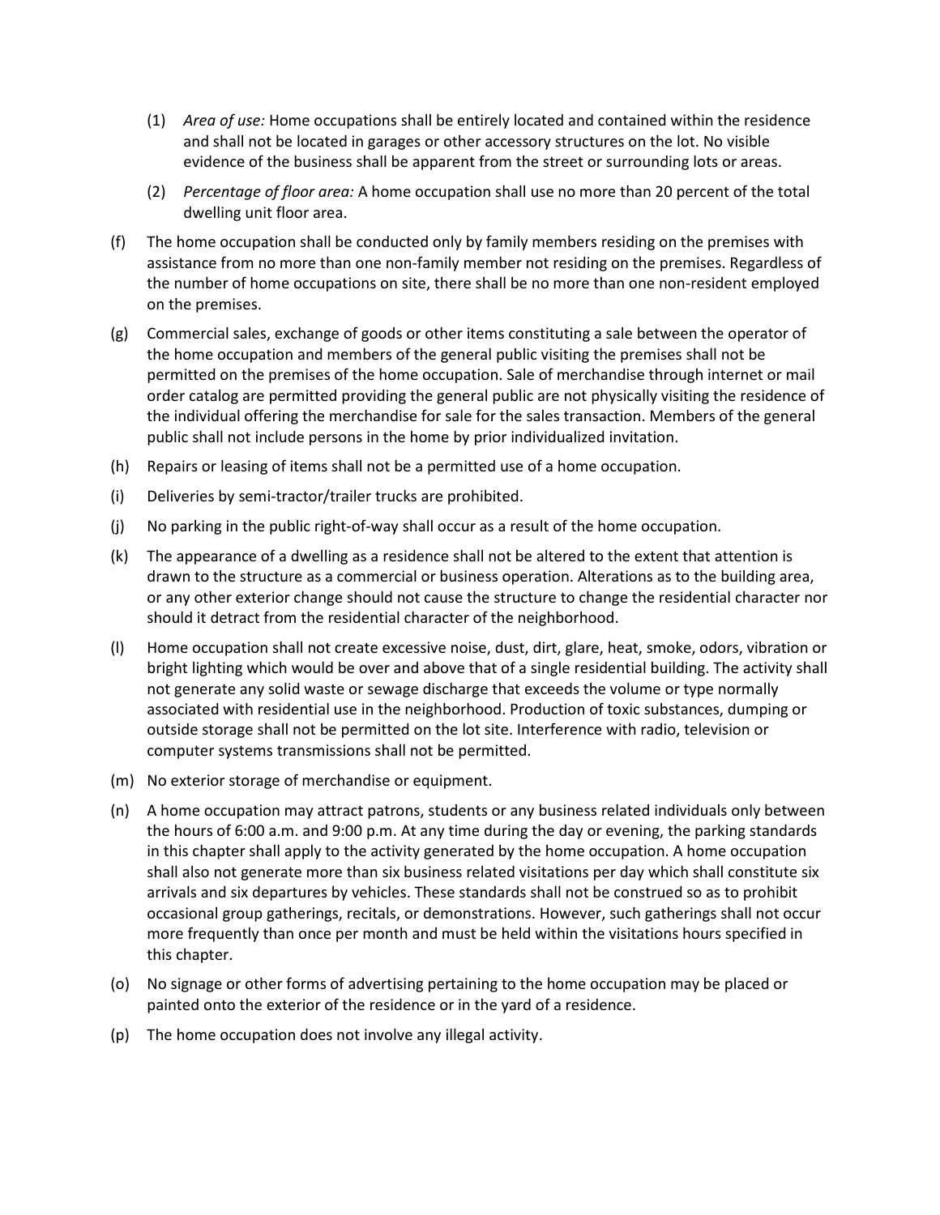(1) *Area of use:* Home occupations shall be entirely located and contained within the residence and shall not be located in garages or other accessory structures on the lot. No visible evidence of the business shall be apparent from the street or surrounding lots or areas.

(2) *Percentage of floor area:* A home occupation shall use no more than 20 percent of the total dwelling unit floor area.

(f) The home occupation shall be conducted only by family members residing on the premises with assistance from no more than one non-family member not residing on the premises. Regardless of the number of home occupations on site, there shall be no more than one non-resident employed on the premises.

(g) Commercial sales, exchange of goods or other items constituting a sale between the operator of the home occupation and members of the general public visiting the premises shall not be permitted on the premises of the home occupation. Sale of merchandise through internet or mail order catalog are permitted providing the general public are not physically visiting the residence of the individual offering the merchandise for sale for the sales transaction. Members of the general public shall not include persons in the home by prior individualized invitation.

(h) Repairs or leasing of items shall not be a permitted use of a home occupation.

(i) Deliveries by semi-tractor/trailer trucks are prohibited.

(j) No parking in the public right-of-way shall occur as a result of the home occupation.

(k) The appearance of a dwelling as a residence shall not be altered to the extent that attention is drawn to the structure as a commercial or business operation. Alterations as to the building area, or any other exterior change should not cause the structure to change the residential character nor should it detract from the residential character of the neighborhood.

(l) Home occupation shall not create excessive noise, dust, dirt, glare, heat, smoke, odors, vibration or bright lighting which would be over and above that of a single residential building. The activity shall not generate any solid waste or sewage discharge that exceeds the volume or type normally associated with residential use in the neighborhood. Production of toxic substances, dumping or outside storage shall not be permitted on the lot site. Interference with radio, television or computer systems transmissions shall not be permitted.

(m) No exterior storage of merchandise or equipment.

(n) A home occupation may attract patrons, students or any business related individuals only between the hours of 6:00 a.m. and 9:00 p.m. At any time during the day or evening, the parking standards in this chapter shall apply to the activity generated by the home occupation. A home occupation shall also not generate more than six business related visitations per day which shall constitute six arrivals and six departures by vehicles. These standards shall not be construed so as to prohibit occasional group gatherings, recitals, or demonstrations. However, such gatherings shall not occur more frequently than once per month and must be held within the visitations hours specified in this chapter.

(o) No signage or other forms of advertising pertaining to the home occupation may be placed or painted onto the exterior of the residence or in the yard of a residence.

(p) The home occupation does not involve any illegal activity.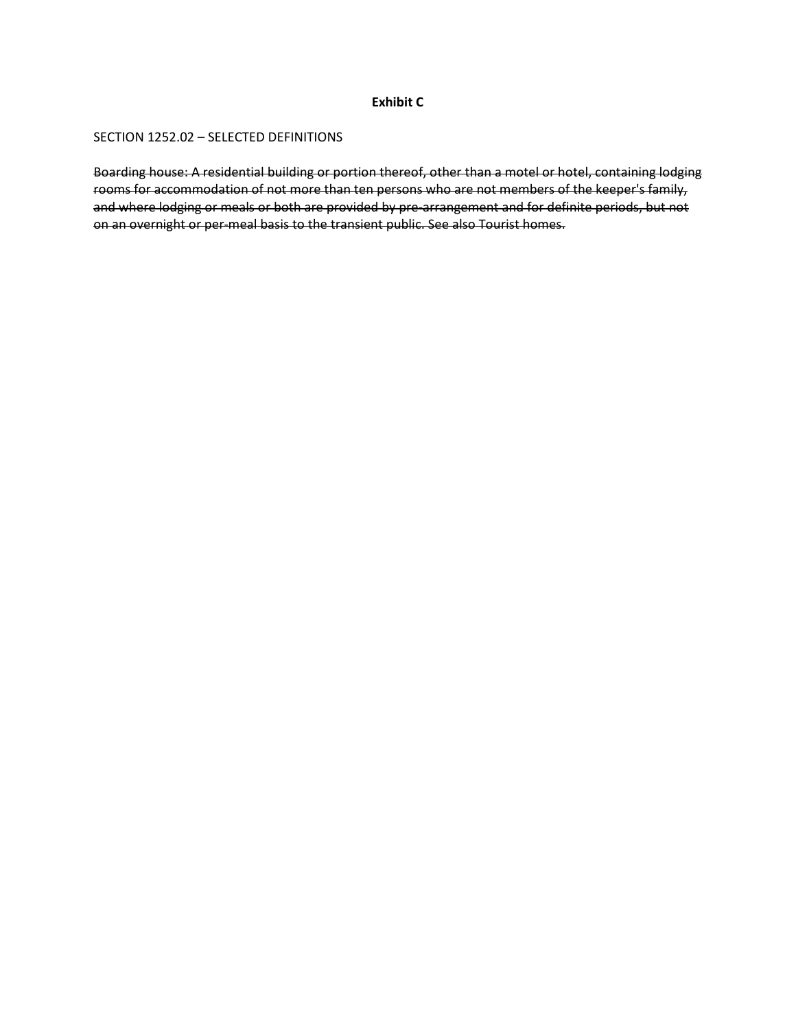**Exhibit C**

SECTION 1252.02 – SELECTED DEFINITIONS

~~Boarding house: A residential building or portion thereof, other than a motel or hotel, containing lodging rooms for accommodation of not more than ten persons who are not members of the keeper's family, and where lodging or meals or both are provided by pre-arrangement and for definite periods, but not on an overnight or per-meal basis to the transient public. See also Tourist homes.~~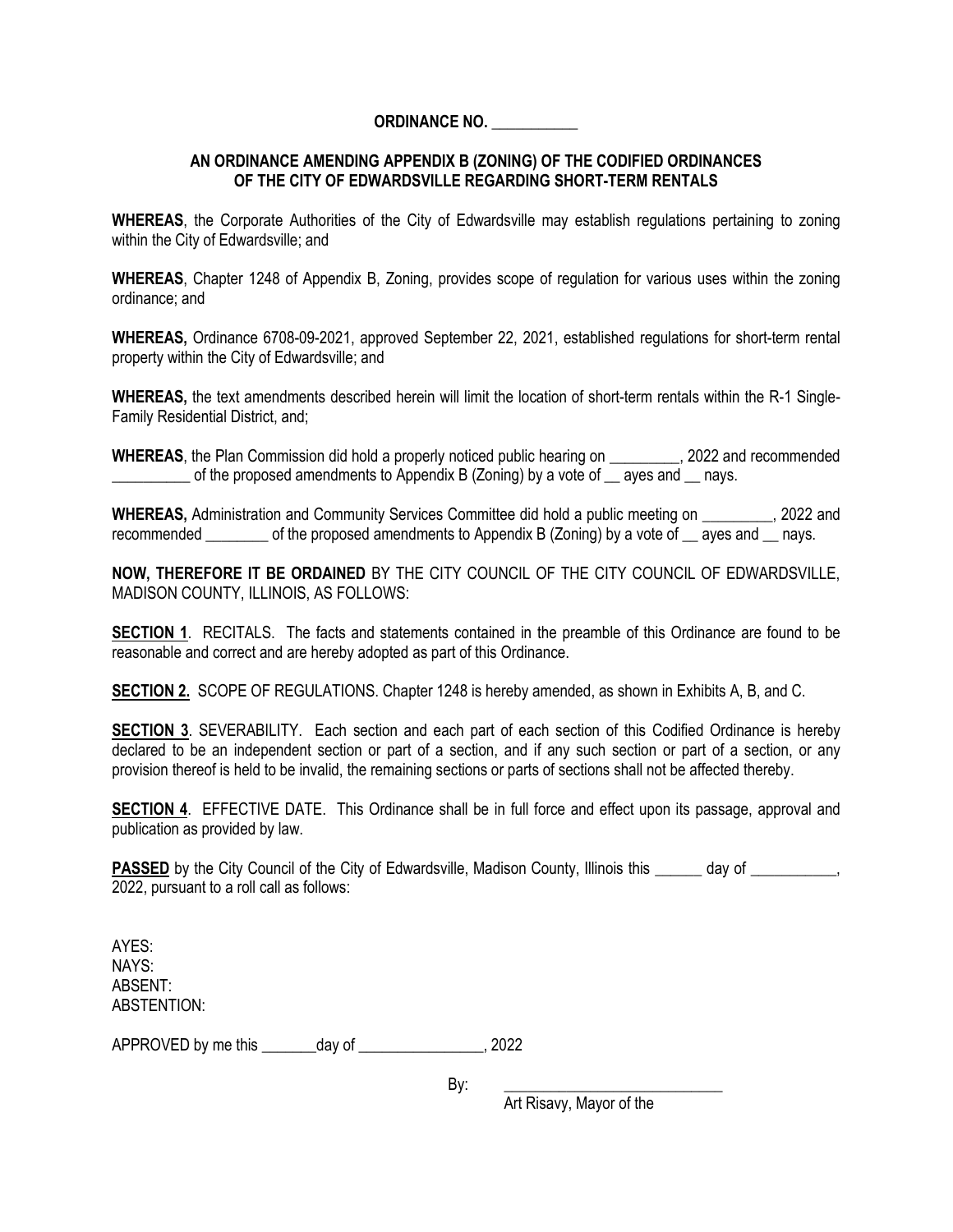**ORDINANCE NO. \_\_\_\_\_\_\_\_\_\_\_**

**AN ORDINANCE AMENDING APPENDIX B (ZONING) OF THE CODIFIED ORDINANCES OF THE CITY OF EDWARDSVILLE REGARDING SHORT-TERM RENTALS**

**WHEREAS**, the Corporate Authorities of the City of Edwardsville may establish regulations pertaining to zoning within the City of Edwardsville; and

**WHEREAS**, Chapter 1248 of Appendix B, Zoning, provides scope of regulation for various uses within the zoning ordinance; and

**WHEREAS,** Ordinance 6708-09-2021, approved September 22, 2021, established regulations for short-term rental property within the City of Edwardsville; and

**WHEREAS,** the text amendments described herein will limit the location of short-term rentals within the R-1 Single-Family Residential District, and;

**WHEREAS**, the Plan Commission did hold a properly noticed public hearing on \_\_\_\_\_\_\_\_\_, 2022 and recommended \_\_\_\_\_\_\_\_\_\_ of the proposed amendments to Appendix B (Zoning) by a vote of \_\_ ayes and \_\_ nays.

**WHEREAS,** Administration and Community Services Committee did hold a public meeting on \_\_\_\_\_\_\_\_\_, 2022 and recommended \_\_\_\_\_\_\_\_ of the proposed amendments to Appendix B (Zoning) by a vote of \_\_ ayes and \_\_ nays.

**NOW, THEREFORE IT BE ORDAINED** BY THE CITY COUNCIL OF THE CITY COUNCIL OF EDWARDSVILLE, MADISON COUNTY, ILLINOIS, AS FOLLOWS:

**SECTION 1**. RECITALS. The facts and statements contained in the preamble of this Ordinance are found to be reasonable and correct and are hereby adopted as part of this Ordinance.

**SECTION 2.** SCOPE OF REGULATIONS. Chapter 1248 is hereby amended, as shown in Exhibits A, B, and C.

**SECTION 3**. SEVERABILITY. Each section and each part of each section of this Codified Ordinance is hereby declared to be an independent section or part of a section, and if any such section or part of a section, or any provision thereof is held to be invalid, the remaining sections or parts of sections shall not be affected thereby.

**SECTION 4**. EFFECTIVE DATE. This Ordinance shall be in full force and effect upon its passage, approval and publication as provided by law.

**PASSED** by the City Council of the City of Edwardsville, Madison County, Illinois this \_\_\_\_\_\_ day of \_\_\_\_\_\_\_\_\_\_\_, 2022, pursuant to a roll call as follows:

AYES:
NAYS:
ABSENT:
ABSTENTION:

APPROVED by me this \_\_\_\_\_\_\_day of \_\_\_\_\_\_\_\_\_\_\_\_\_\_\_\_, 2022

By: \_\_\_\_\_\_\_\_\_\_\_\_\_\_\_\_\_\_\_\_\_\_\_\_\_\_\_\_
Art Risavy, Mayor of the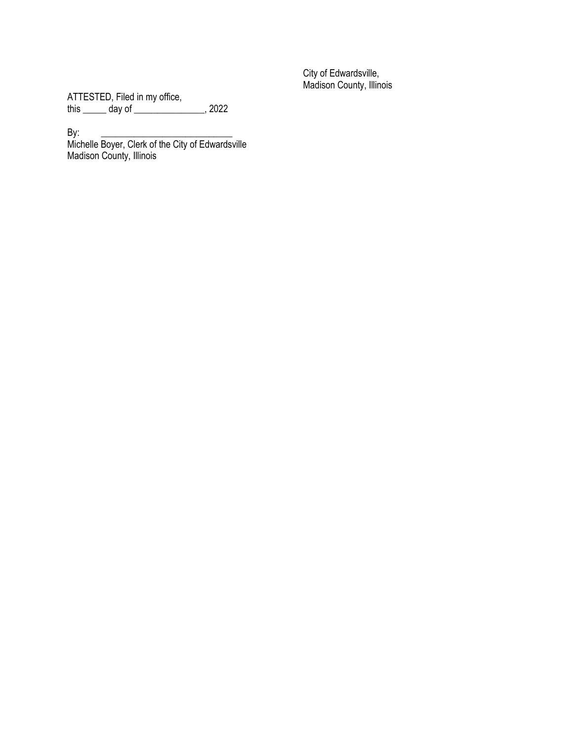City of Edwardsville,
Madison County, Illinois

ATTESTED, Filed in my office,
this _____ day of _______________, 2022

By: ____________________________
Michelle Boyer, Clerk of the City of Edwardsville
Madison County, Illinois